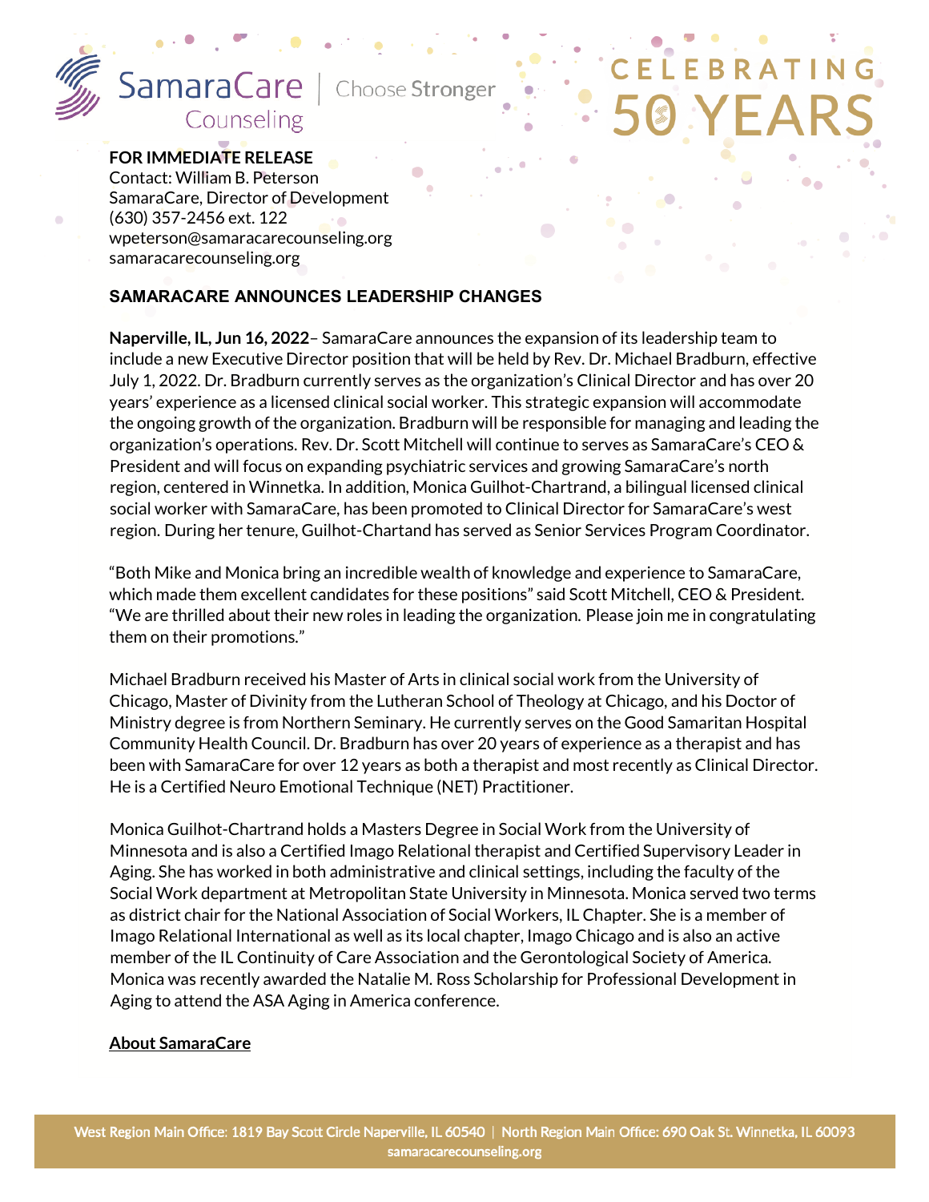SamaraCare Counseling | Choose Stronger

CELEBRATING 50 YEARS

**FOR IMMEDIATE RELEASE**
Contact: William B. Peterson
SamaraCare, Director of Development
(630) 357-2456 ext. 122
wpeterson@samaracarecounseling.org
samaracarecounseling.org

## SAMARACARE ANNOUNCES LEADERSHIP CHANGES

**Naperville, IL, Jun 16, 2022**– SamaraCare announces the expansion of its leadership team to include a new Executive Director position that will be held by Rev. Dr. Michael Bradburn, effective July 1, 2022. Dr. Bradburn currently serves as the organization's Clinical Director and has over 20 years' experience as a licensed clinical social worker. This strategic expansion will accommodate the ongoing growth of the organization. Bradburn will be responsible for managing and leading the organization's operations. Rev. Dr. Scott Mitchell will continue to serves as SamaraCare's CEO & President and will focus on expanding psychiatric services and growing SamaraCare's north region, centered in Winnetka. In addition, Monica Guilhot-Chartrand, a bilingual licensed clinical social worker with SamaraCare, has been promoted to Clinical Director for SamaraCare's west region. During her tenure, Guilhot-Chartand has served as Senior Services Program Coordinator.

"Both Mike and Monica bring an incredible wealth of knowledge and experience to SamaraCare, which made them excellent candidates for these positions" said Scott Mitchell, CEO & President. "We are thrilled about their new roles in leading the organization. Please join me in congratulating them on their promotions."

Michael Bradburn received his Master of Arts in clinical social work from the University of Chicago, Master of Divinity from the Lutheran School of Theology at Chicago, and his Doctor of Ministry degree is from Northern Seminary. He currently serves on the Good Samaritan Hospital Community Health Council. Dr. Bradburn has over 20 years of experience as a therapist and has been with SamaraCare for over 12 years as both a therapist and most recently as Clinical Director. He is a Certified Neuro Emotional Technique (NET) Practitioner.

Monica Guilhot-Chartrand holds a Masters Degree in Social Work from the University of Minnesota and is also a Certified Imago Relational therapist and Certified Supervisory Leader in Aging. She has worked in both administrative and clinical settings, including the faculty of the Social Work department at Metropolitan State University in Minnesota. Monica served two terms as district chair for the National Association of Social Workers, IL Chapter. She is a member of Imago Relational International as well as its local chapter, Imago Chicago and is also an active member of the IL Continuity of Care Association and the Gerontological Society of America. Monica was recently awarded the Natalie M. Ross Scholarship for Professional Development in Aging to attend the ASA Aging in America conference.

**About SamaraCare**

West Region Main Office: 1819 Bay Scott Circle Naperville, IL 60540 | North Region Main Office: 690 Oak St. Winnetka, IL 60093
samaracarecounseling.org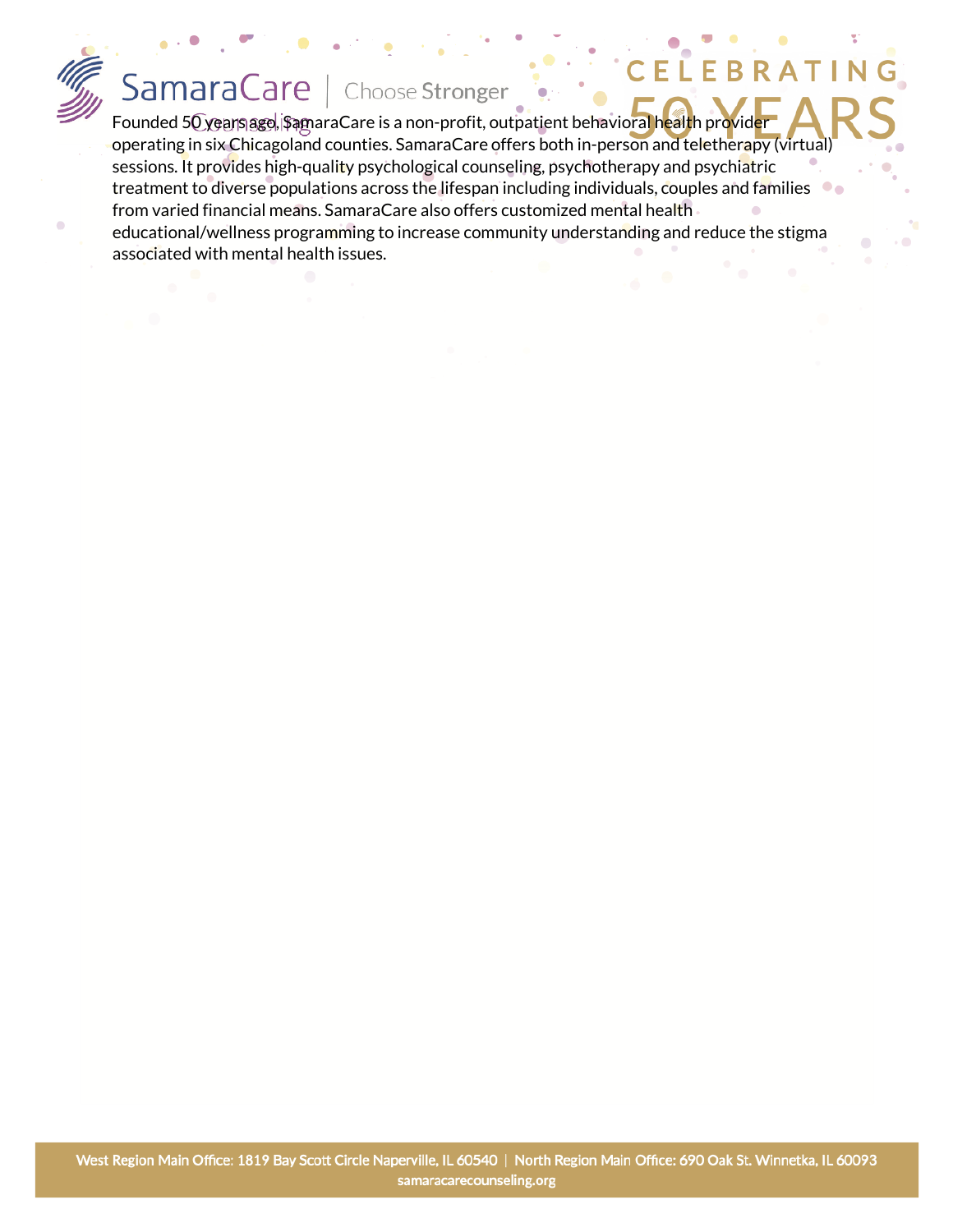Founded 50 years ago, SamaraCare is a non-profit, outpatient behavioral health provider operating in six Chicagoland counties. SamaraCare offers both in-person and teletherapy (virtual) sessions. It provides high-quality psychological counseling, psychotherapy and psychiatric treatment to diverse populations across the lifespan including individuals, couples and families from varied financial means. SamaraCare also offers customized mental health educational/wellness programming to increase community understanding and reduce the stigma associated with mental health issues.